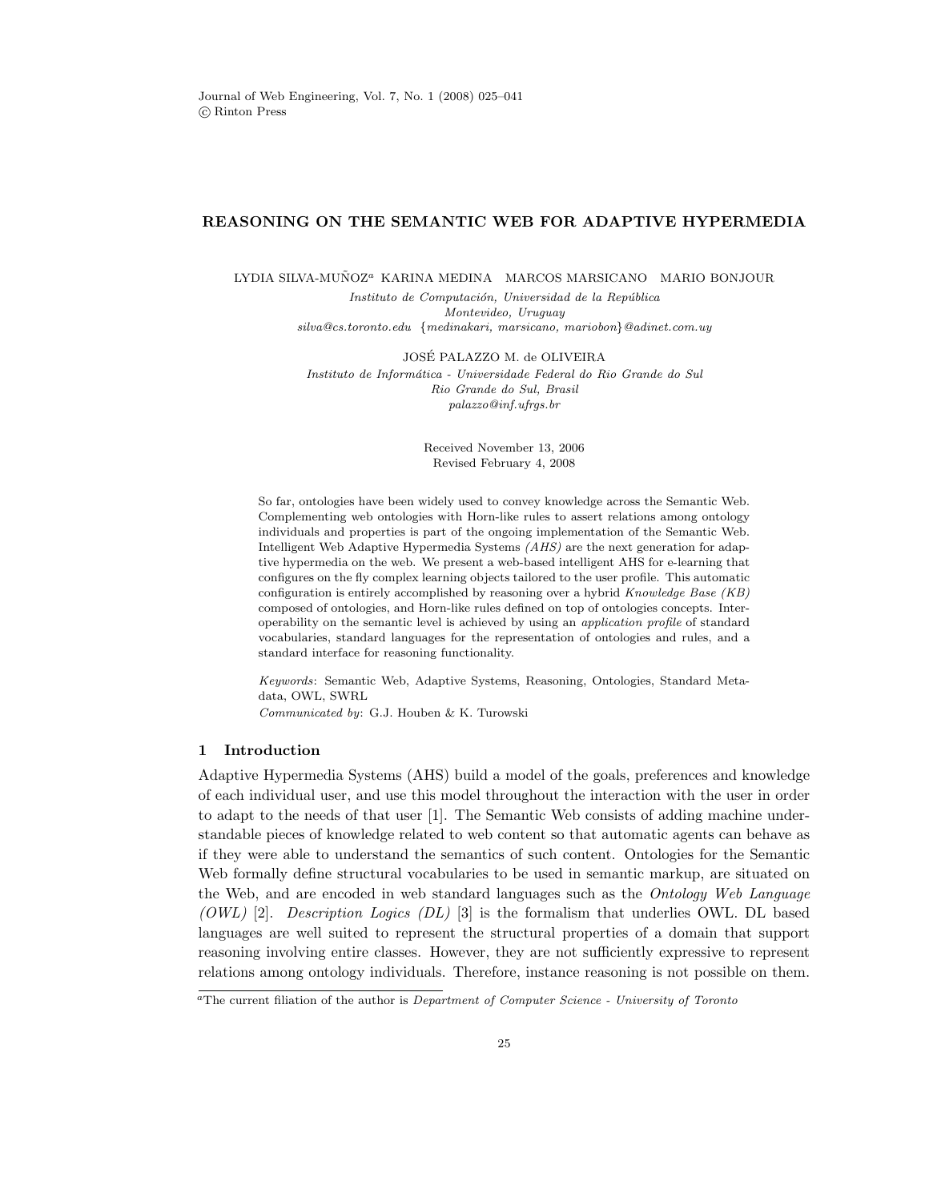# REASONING ON THE SEMANTIC WEB FOR ADAPTIVE HYPERMEDIA

LYDIA SILVA-MUÑOZ[a] KARINA MEDINA MARCOS MARSICANO MARIO BONJOUR

*Instituto de Computación, Universidad de la República*
*Montevideo, Uruguay*
*silva@cs.toronto.edu {medinakari, marsicano, mariobon}@adinet.com.uy*

JOSÉ PALAZZO M. de OLIVEIRA

*Instituto de Informática - Universidade Federal do Rio Grande do Sul*
*Rio Grande do Sul, Brasil*
*palazzo@inf.ufrgs.br*

Received November 13, 2006
Revised February 4, 2008

So far, ontologies have been widely used to convey knowledge across the Semantic Web. Complementing web ontologies with Horn-like rules to assert relations among ontology individuals and properties is part of the ongoing implementation of the Semantic Web. Intelligent Web Adaptive Hypermedia Systems *(AHS)* are the next generation for adaptive hypermedia on the web. We present a web-based intelligent AHS for e-learning that configures on the fly complex learning objects tailored to the user profile. This automatic configuration is entirely accomplished by reasoning over a hybrid *Knowledge Base (KB)* composed of ontologies, and Horn-like rules defined on top of ontologies concepts. Interoperability on the semantic level is achieved by using an *application profile* of standard vocabularies, standard languages for the representation of ontologies and rules, and a standard interface for reasoning functionality.

*Keywords*: Semantic Web, Adaptive Systems, Reasoning, Ontologies, Standard Metadata, OWL, SWRL

*Communicated by*: G.J. Houben & K. Turowski

## 1 Introduction

Adaptive Hypermedia Systems (AHS) build a model of the goals, preferences and knowledge of each individual user, and use this model throughout the interaction with the user in order to adapt to the needs of that user [1]. The Semantic Web consists of adding machine understandable pieces of knowledge related to web content so that automatic agents can behave as if they were able to understand the semantics of such content. Ontologies for the Semantic Web formally define structural vocabularies to be used in semantic markup, are situated on the Web, and are encoded in web standard languages such as the *Ontology Web Language (OWL)* [2]. *Description Logics (DL)* [3] is the formalism that underlies OWL. DL based languages are well suited to represent the structural properties of a domain that support reasoning involving entire classes. However, they are not sufficiently expressive to represent relations among ontology individuals. Therefore, instance reasoning is not possible on them.

[a]The current filiation of the author is *Department of Computer Science - University of Toronto*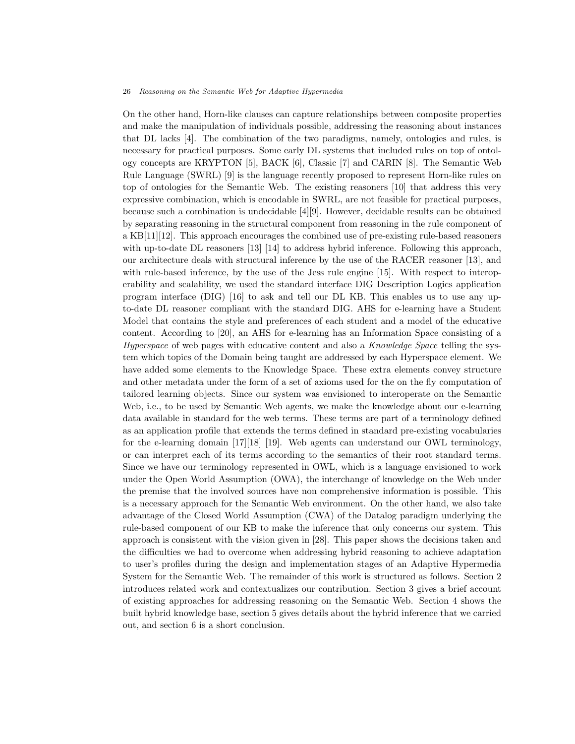On the other hand, Horn-like clauses can capture relationships between composite properties and make the manipulation of individuals possible, addressing the reasoning about instances that DL lacks [4]. The combination of the two paradigms, namely, ontologies and rules, is necessary for practical purposes. Some early DL systems that included rules on top of ontology concepts are KRYPTON [5], BACK [6], Classic [7] and CARIN [8]. The Semantic Web Rule Language (SWRL) [9] is the language recently proposed to represent Horn-like rules on top of ontologies for the Semantic Web. The existing reasoners [10] that address this very expressive combination, which is encodable in SWRL, are not feasible for practical purposes, because such a combination is undecidable [4][9]. However, decidable results can be obtained by separating reasoning in the structural component from reasoning in the rule component of a KB[11][12]. This approach encourages the combined use of pre-existing rule-based reasoners with up-to-date DL reasoners [13] [14] to address hybrid inference. Following this approach, our architecture deals with structural inference by the use of the RACER reasoner [13], and with rule-based inference, by the use of the Jess rule engine [15]. With respect to interoperability and scalability, we used the standard interface DIG Description Logics application program interface (DIG) [16] to ask and tell our DL KB. This enables us to use any up-to-date DL reasoner compliant with the standard DIG. AHS for e-learning have a Student Model that contains the style and preferences of each student and a model of the educative content. According to [20], an AHS for e-learning has an Information Space consisting of a *Hyperspace* of web pages with educative content and also a *Knowledge Space* telling the system which topics of the Domain being taught are addressed by each Hyperspace element. We have added some elements to the Knowledge Space. These extra elements convey structure and other metadata under the form of a set of axioms used for the on the fly computation of tailored learning objects. Since our system was envisioned to interoperate on the Semantic Web, i.e., to be used by Semantic Web agents, we make the knowledge about our e-learning data available in standard for the web terms. These terms are part of a terminology defined as an application profile that extends the terms defined in standard pre-existing vocabularies for the e-learning domain [17][18] [19]. Web agents can understand our OWL terminology, or can interpret each of its terms according to the semantics of their root standard terms. Since we have our terminology represented in OWL, which is a language envisioned to work under the Open World Assumption (OWA), the interchange of knowledge on the Web under the premise that the involved sources have non comprehensive information is possible. This is a necessary approach for the Semantic Web environment. On the other hand, we also take advantage of the Closed World Assumption (CWA) of the Datalog paradigm underlying the rule-based component of our KB to make the inference that only concerns our system. This approach is consistent with the vision given in [28]. This paper shows the decisions taken and the difficulties we had to overcome when addressing hybrid reasoning to achieve adaptation to user's profiles during the design and implementation stages of an Adaptive Hypermedia System for the Semantic Web. The remainder of this work is structured as follows. Section 2 introduces related work and contextualizes our contribution. Section 3 gives a brief account of existing approaches for addressing reasoning on the Semantic Web. Section 4 shows the built hybrid knowledge base, section 5 gives details about the hybrid inference that we carried out, and section 6 is a short conclusion.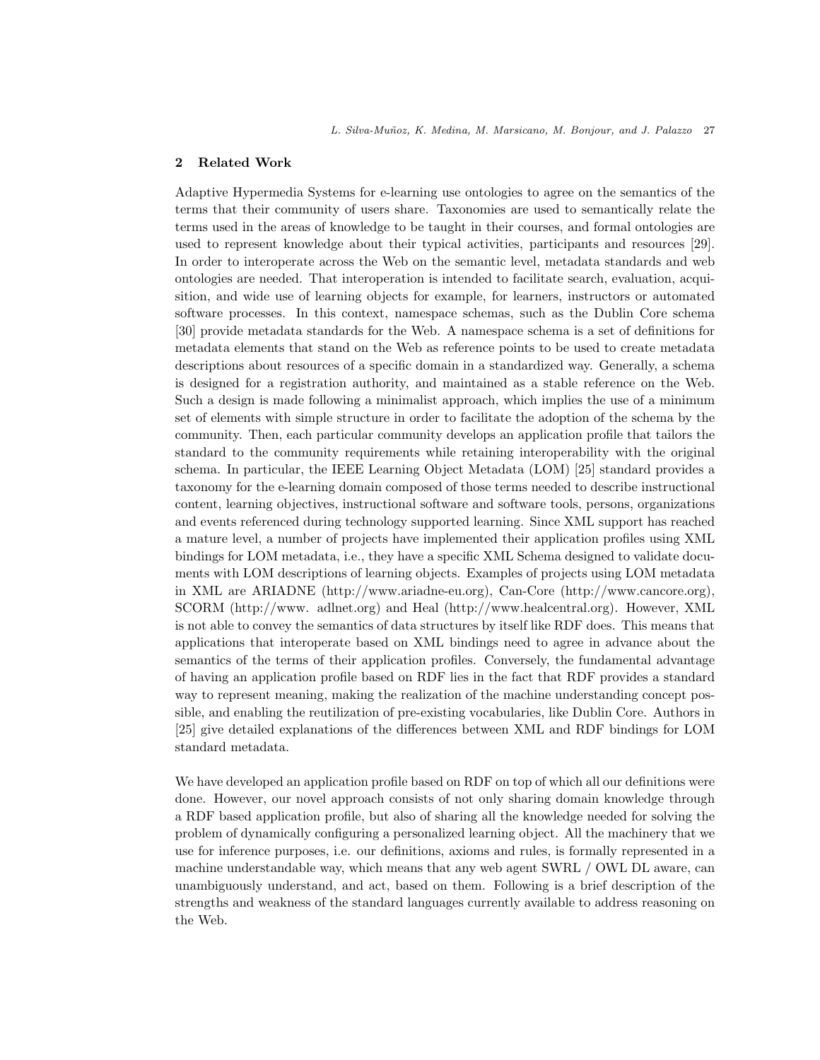## 2 Related Work

Adaptive Hypermedia Systems for e-learning use ontologies to agree on the semantics of the terms that their community of users share. Taxonomies are used to semantically relate the terms used in the areas of knowledge to be taught in their courses, and formal ontologies are used to represent knowledge about their typical activities, participants and resources [29]. In order to interoperate across the Web on the semantic level, metadata standards and web ontologies are needed. That interoperation is intended to facilitate search, evaluation, acquisition, and wide use of learning objects for example, for learners, instructors or automated software processes. In this context, namespace schemas, such as the Dublin Core schema [30] provide metadata standards for the Web. A namespace schema is a set of definitions for metadata elements that stand on the Web as reference points to be used to create metadata descriptions about resources of a specific domain in a standardized way. Generally, a schema is designed for a registration authority, and maintained as a stable reference on the Web. Such a design is made following a minimalist approach, which implies the use of a minimum set of elements with simple structure in order to facilitate the adoption of the schema by the community. Then, each particular community develops an application profile that tailors the standard to the community requirements while retaining interoperability with the original schema. In particular, the IEEE Learning Object Metadata (LOM) [25] standard provides a taxonomy for the e-learning domain composed of those terms needed to describe instructional content, learning objectives, instructional software and software tools, persons, organizations and events referenced during technology supported learning. Since XML support has reached a mature level, a number of projects have implemented their application profiles using XML bindings for LOM metadata, i.e., they have a specific XML Schema designed to validate documents with LOM descriptions of learning objects. Examples of projects using LOM metadata in XML are ARIADNE (http://www.ariadne-eu.org), Can-Core (http://www.cancore.org), SCORM (http://www. adlnet.org) and Heal (http://www.healcentral.org). However, XML is not able to convey the semantics of data structures by itself like RDF does. This means that applications that interoperate based on XML bindings need to agree in advance about the semantics of the terms of their application profiles. Conversely, the fundamental advantage of having an application profile based on RDF lies in the fact that RDF provides a standard way to represent meaning, making the realization of the machine understanding concept possible, and enabling the reutilization of pre-existing vocabularies, like Dublin Core. Authors in [25] give detailed explanations of the differences between XML and RDF bindings for LOM standard metadata.

We have developed an application profile based on RDF on top of which all our definitions were done. However, our novel approach consists of not only sharing domain knowledge through a RDF based application profile, but also of sharing all the knowledge needed for solving the problem of dynamically configuring a personalized learning object. All the machinery that we use for inference purposes, i.e. our definitions, axioms and rules, is formally represented in a machine understandable way, which means that any web agent SWRL / OWL DL aware, can unambiguously understand, and act, based on them. Following is a brief description of the strengths and weakness of the standard languages currently available to address reasoning on the Web.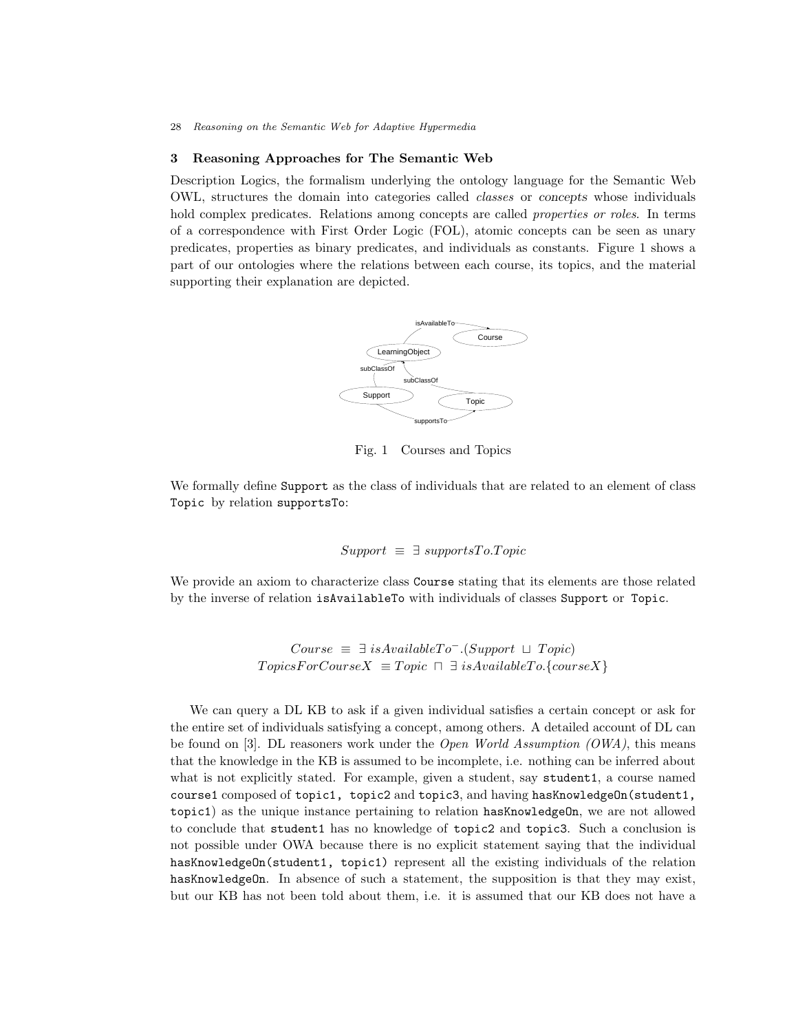## 3 Reasoning Approaches for The Semantic Web

Description Logics, the formalism underlying the ontology language for the Semantic Web OWL, structures the domain into categories called *classes* or *concepts* whose individuals hold complex predicates. Relations among concepts are called *properties or roles*. In terms of a correspondence with First Order Logic (FOL), atomic concepts can be seen as unary predicates, properties as binary predicates, and individuals as constants. Figure 1 shows a part of our ontologies where the relations between each course, its topics, and the material supporting their explanation are depicted.

Fig. 1 Courses and Topics

We formally define `Support` as the class of individuals that are related to an element of class `Topic` by relation `supportsTo`:

$$Support \equiv \exists\, supportsTo.Topic$$

We provide an axiom to characterize class `Course` stating that its elements are those related by the inverse of relation `isAvailableTo` with individuals of classes `Support` or `Topic`.

$$Course \equiv \exists\, isAvailableTo^{-}.(Support \sqcup Topic)$$
$$TopicsForCourseX \equiv Topic \sqcap \exists\, isAvailableTo.\{courseX\}$$

We can query a DL KB to ask if a given individual satisfies a certain concept or ask for the entire set of individuals satisfying a concept, among others. A detailed account of DL can be found on [3]. DL reasoners work under the *Open World Assumption (OWA)*, this means that the knowledge in the KB is assumed to be incomplete, i.e. nothing can be inferred about what is not explicitly stated. For example, given a student, say `student1`, a course named `course1` composed of `topic1, topic2` and `topic3`, and having `hasKnowledgeOn(student1, topic1)` as the unique instance pertaining to relation `hasKnowledgeOn`, we are not allowed to conclude that `student1` has no knowledge of `topic2` and `topic3`. Such a conclusion is not possible under OWA because there is no explicit statement saying that the individual `hasKnowledgeOn(student1, topic1)` represent all the existing individuals of the relation `hasKnowledgeOn`. In absence of such a statement, the supposition is that they may exist, but our KB has not been told about them, i.e. it is assumed that our KB does not have a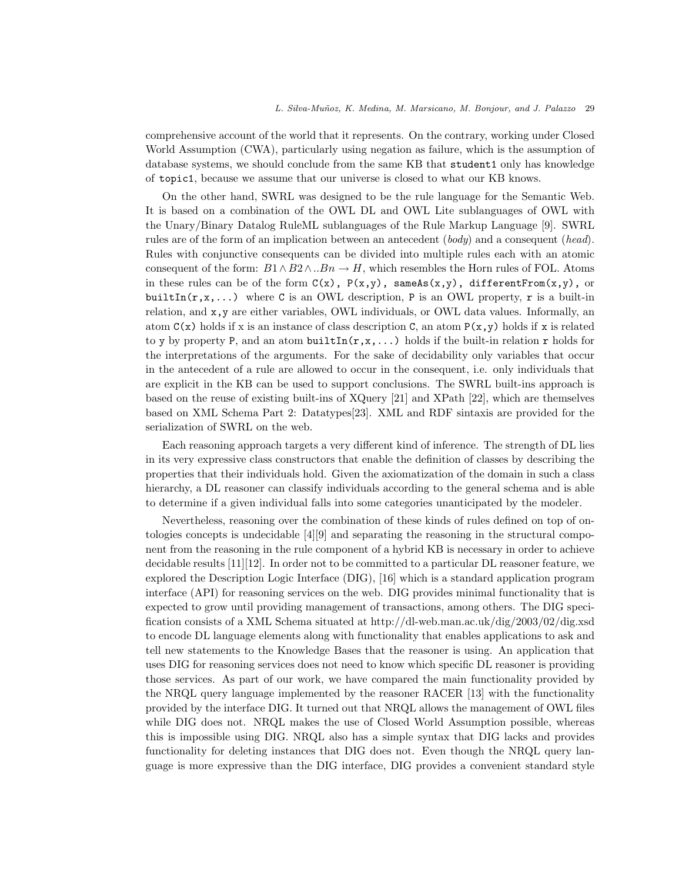comprehensive account of the world that it represents. On the contrary, working under Closed World Assumption (CWA), particularly using negation as failure, which is the assumption of database systems, we should conclude from the same KB that `student1` only has knowledge of `topic1`, because we assume that our universe is closed to what our KB knows.

On the other hand, SWRL was designed to be the rule language for the Semantic Web. It is based on a combination of the OWL DL and OWL Lite sublanguages of OWL with the Unary/Binary Datalog RuleML sublanguages of the Rule Markup Language [9]. SWRL rules are of the form of an implication between an antecedent (*body*) and a consequent (*head*). Rules with conjunctive consequents can be divided into multiple rules each with an atomic consequent of the form: $B1 \wedge B2 \wedge ..Bn \rightarrow H$, which resembles the Horn rules of FOL. Atoms in these rules can be of the form `C(x)`, `P(x,y)`, `sameAs(x,y)`, `differentFrom(x,y)`, or `builtIn(r,x,...)` where `C` is an OWL description, `P` is an OWL property, `r` is a built-in relation, and `x,y` are either variables, OWL individuals, or OWL data values. Informally, an atom `C(x)` holds if `x` is an instance of class description `C`, an atom `P(x,y)` holds if `x` is related to `y` by property `P`, and an atom `builtIn(r,x,...)` holds if the built-in relation `r` holds for the interpretations of the arguments. For the sake of decidability only variables that occur in the antecedent of a rule are allowed to occur in the consequent, i.e. only individuals that are explicit in the KB can be used to support conclusions. The SWRL built-ins approach is based on the reuse of existing built-ins of XQuery [21] and XPath [22], which are themselves based on XML Schema Part 2: Datatypes[23]. XML and RDF sintaxis are provided for the serialization of SWRL on the web.

Each reasoning approach targets a very different kind of inference. The strength of DL lies in its very expressive class constructors that enable the definition of classes by describing the properties that their individuals hold. Given the axiomatization of the domain in such a class hierarchy, a DL reasoner can classify individuals according to the general schema and is able to determine if a given individual falls into some categories unanticipated by the modeler.

Nevertheless, reasoning over the combination of these kinds of rules defined on top of ontologies concepts is undecidable [4][9] and separating the reasoning in the structural component from the reasoning in the rule component of a hybrid KB is necessary in order to achieve decidable results [11][12]. In order not to be committed to a particular DL reasoner feature, we explored the Description Logic Interface (DIG), [16] which is a standard application program interface (API) for reasoning services on the web. DIG provides minimal functionality that is expected to grow until providing management of transactions, among others. The DIG specification consists of a XML Schema situated at http://dl-web.man.ac.uk/dig/2003/02/dig.xsd to encode DL language elements along with functionality that enables applications to ask and tell new statements to the Knowledge Bases that the reasoner is using. An application that uses DIG for reasoning services does not need to know which specific DL reasoner is providing those services. As part of our work, we have compared the main functionality provided by the NRQL query language implemented by the reasoner RACER [13] with the functionality provided by the interface DIG. It turned out that NRQL allows the management of OWL files while DIG does not. NRQL makes the use of Closed World Assumption possible, whereas this is impossible using DIG. NRQL also has a simple syntax that DIG lacks and provides functionality for deleting instances that DIG does not. Even though the NRQL query language is more expressive than the DIG interface, DIG provides a convenient standard style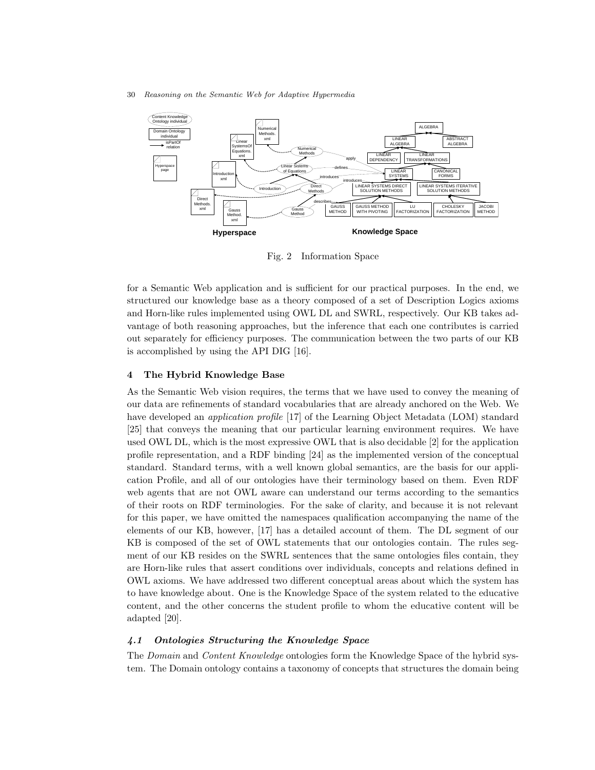Fig. 2 Information Space

for a Semantic Web application and is sufficient for our practical purposes. In the end, we structured our knowledge base as a theory composed of a set of Description Logics axioms and Horn-like rules implemented using OWL DL and SWRL, respectively. Our KB takes advantage of both reasoning approaches, but the inference that each one contributes is carried out separately for efficiency purposes. The communication between the two parts of our KB is accomplished by using the API DIG [16].

## 4 The Hybrid Knowledge Base

As the Semantic Web vision requires, the terms that we have used to convey the meaning of our data are refinements of standard vocabularies that are already anchored on the Web. We have developed an *application profile* [17] of the Learning Object Metadata (LOM) standard [25] that conveys the meaning that our particular learning environment requires. We have used OWL DL, which is the most expressive OWL that is also decidable [2] for the application profile representation, and a RDF binding [24] as the implemented version of the conceptual standard. Standard terms, with a well known global semantics, are the basis for our application Profile, and all of our ontologies have their terminology based on them. Even RDF web agents that are not OWL aware can understand our terms according to the semantics of their roots on RDF terminologies. For the sake of clarity, and because it is not relevant for this paper, we have omitted the namespaces qualification accompanying the name of the elements of our KB, however, [17] has a detailed account of them. The DL segment of our KB is composed of the set of OWL statements that our ontologies contain. The rules segment of our KB resides on the SWRL sentences that the same ontologies files contain, they are Horn-like rules that assert conditions over individuals, concepts and relations defined in OWL axioms. We have addressed two different conceptual areas about which the system has to have knowledge about. One is the Knowledge Space of the system related to the educative content, and the other concerns the student profile to whom the educative content will be adapted [20].

### *4.1 Ontologies Structuring the Knowledge Space*

The *Domain* and *Content Knowledge* ontologies form the Knowledge Space of the hybrid system. The Domain ontology contains a taxonomy of concepts that structures the domain being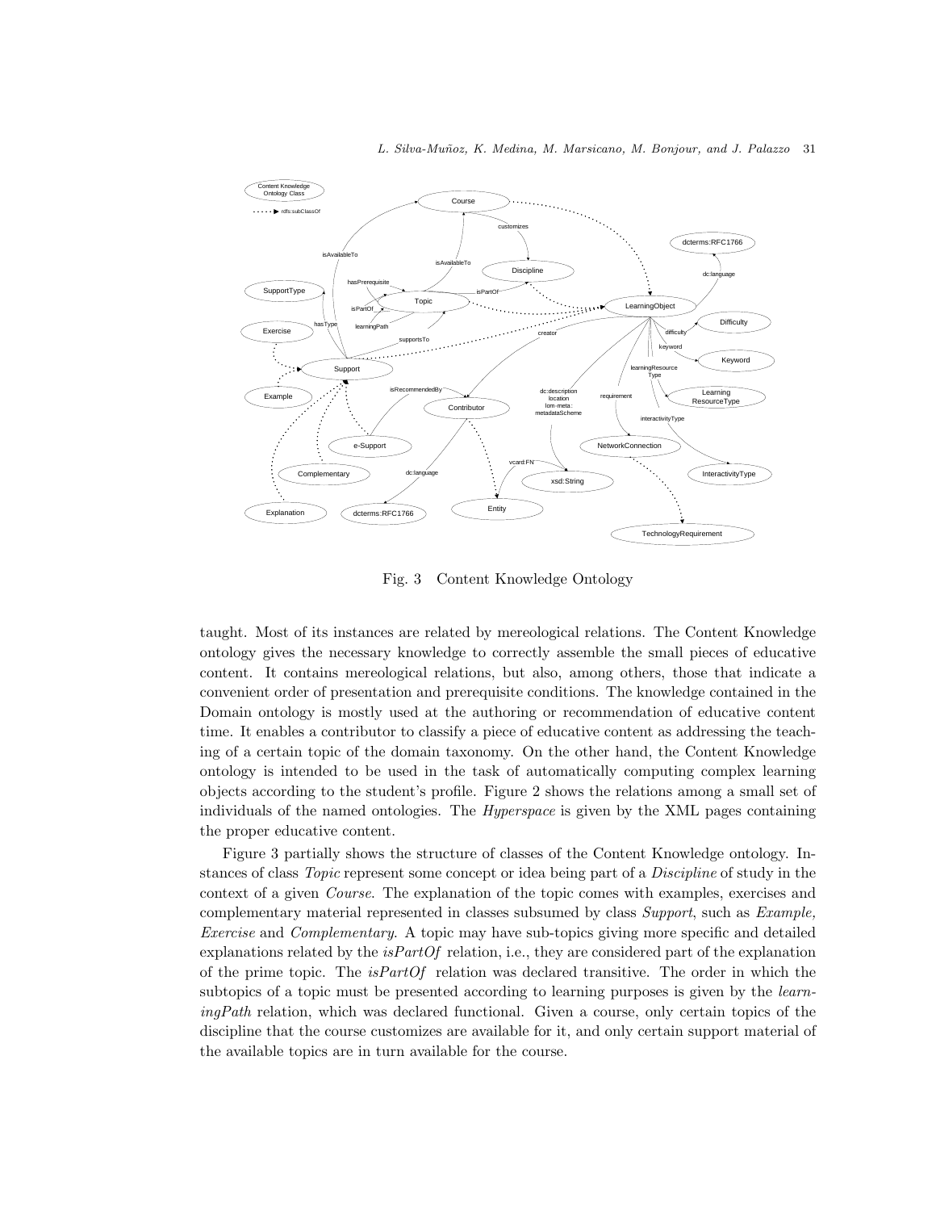Fig. 3 Content Knowledge Ontology

taught. Most of its instances are related by mereological relations. The Content Knowledge ontology gives the necessary knowledge to correctly assemble the small pieces of educative content. It contains mereological relations, but also, among others, those that indicate a convenient order of presentation and prerequisite conditions. The knowledge contained in the Domain ontology is mostly used at the authoring or recommendation of educative content time. It enables a contributor to classify a piece of educative content as addressing the teaching of a certain topic of the domain taxonomy. On the other hand, the Content Knowledge ontology is intended to be used in the task of automatically computing complex learning objects according to the student's profile. Figure 2 shows the relations among a small set of individuals of the named ontologies. The *Hyperspace* is given by the XML pages containing the proper educative content.

Figure 3 partially shows the structure of classes of the Content Knowledge ontology. Instances of class *Topic* represent some concept or idea being part of a *Discipline* of study in the context of a given *Course*. The explanation of the topic comes with examples, exercises and complementary material represented in classes subsumed by class *Support*, such as *Example, Exercise* and *Complementary*. A topic may have sub-topics giving more specific and detailed explanations related by the *isPartOf* relation, i.e., they are considered part of the explanation of the prime topic. The *isPartOf* relation was declared transitive. The order in which the subtopics of a topic must be presented according to learning purposes is given by the *learningPath* relation, which was declared functional. Given a course, only certain topics of the discipline that the course customizes are available for it, and only certain support material of the available topics are in turn available for the course.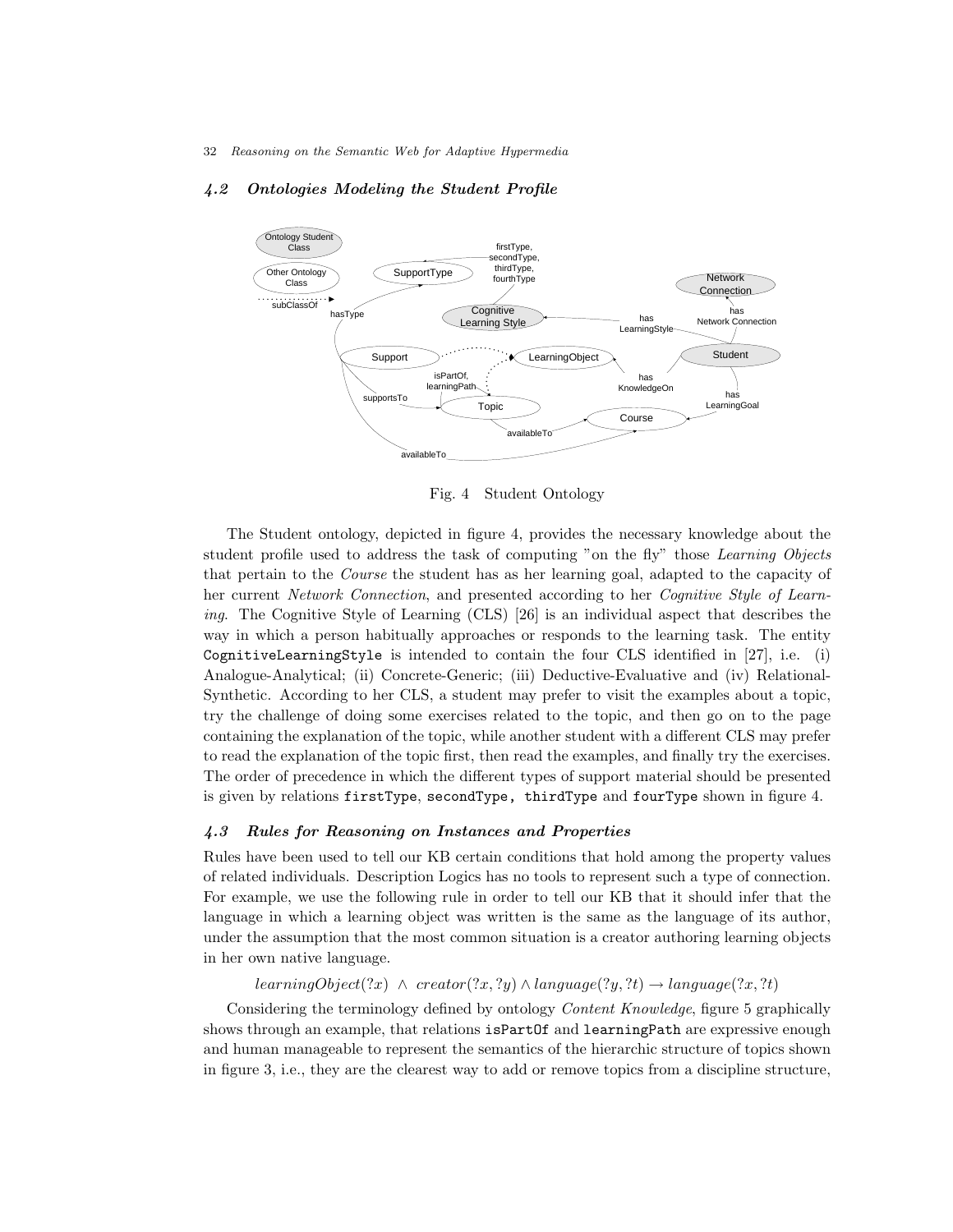### 4.2 Ontologies Modeling the Student Profile

Fig. 4 Student Ontology

The Student ontology, depicted in figure 4, provides the necessary knowledge about the student profile used to address the task of computing "on the fly" those *Learning Objects* that pertain to the *Course* the student has as her learning goal, adapted to the capacity of her current *Network Connection*, and presented according to her *Cognitive Style of Learning*. The Cognitive Style of Learning (CLS) [26] is an individual aspect that describes the way in which a person habitually approaches or responds to the learning task. The entity `CognitiveLearningStyle` is intended to contain the four CLS identified in [27], i.e. (i) Analogue-Analytical; (ii) Concrete-Generic; (iii) Deductive-Evaluative and (iv) Relational-Synthetic. According to her CLS, a student may prefer to visit the examples about a topic, try the challenge of doing some exercises related to the topic, and then go on to the page containing the explanation of the topic, while another student with a different CLS may prefer to read the explanation of the topic first, then read the examples, and finally try the exercises. The order of precedence in which the different types of support material should be presented is given by relations `firstType`, `secondType`, `thirdType` and `fourType` shown in figure 4.

### 4.3 Rules for Reasoning on Instances and Properties

Rules have been used to tell our KB certain conditions that hold among the property values of related individuals. Description Logics has no tools to represent such a type of connection. For example, we use the following rule in order to tell our KB that it should infer that the language in which a learning object was written is the same as the language of its author, under the assumption that the most common situation is a creator authoring learning objects in her own native language.

$$learningObject(?x) \;\wedge\; creator(?x,?y) \wedge language(?y,?t) \rightarrow language(?x,?t)$$

Considering the terminology defined by ontology *Content Knowledge*, figure 5 graphically shows through an example, that relations `isPartOf` and `learningPath` are expressive enough and human manageable to represent the semantics of the hierarchic structure of topics shown in figure 3, i.e., they are the clearest way to add or remove topics from a discipline structure,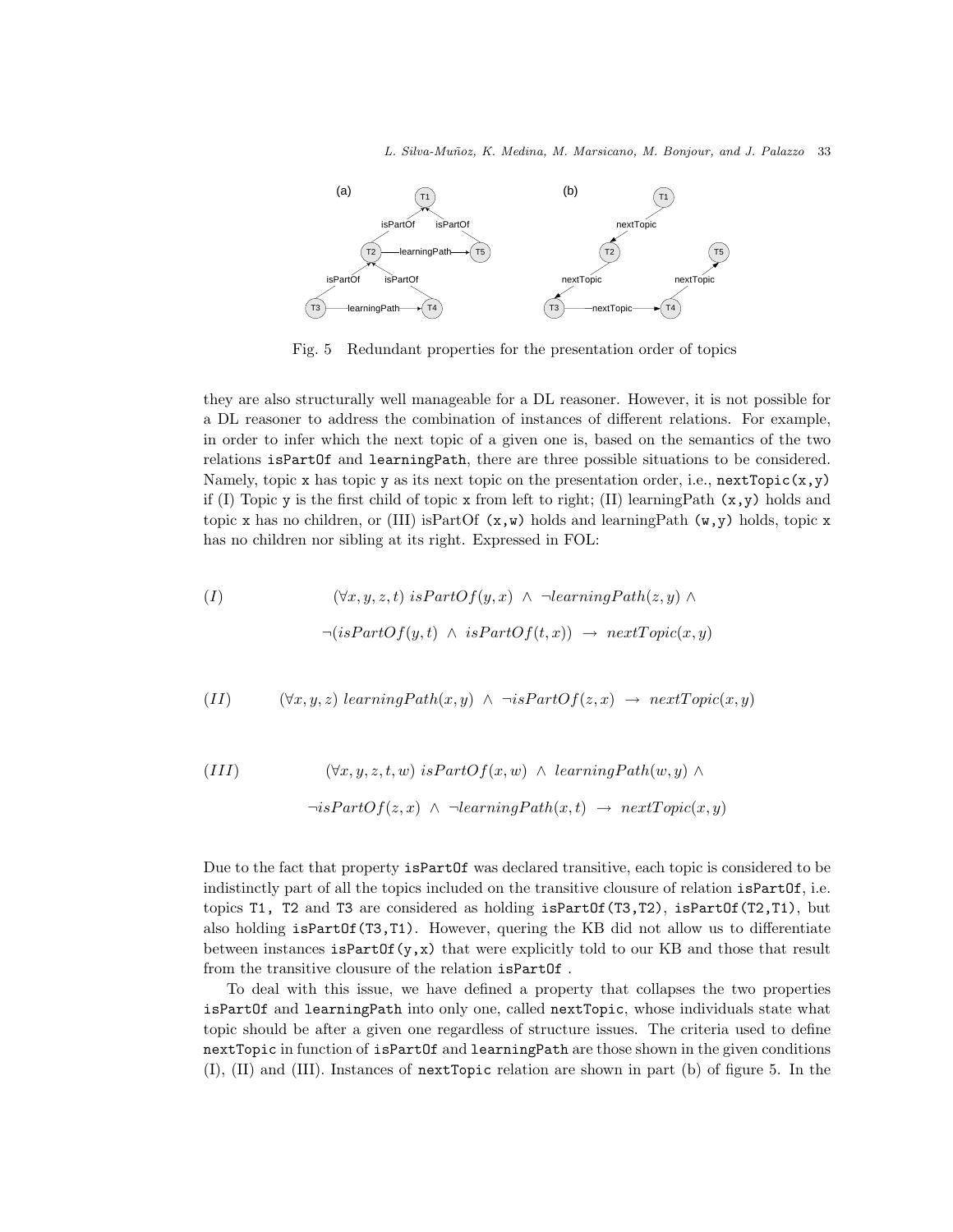Fig. 5 Redundant properties for the presentation order of topics

they are also structurally well manageable for a DL reasoner. However, it is not possible for a DL reasoner to address the combination of instances of different relations. For example, in order to infer which the next topic of a given one is, based on the semantics of the two relations `isPartOf` and `learningPath`, there are three possible situations to be considered. Namely, topic `x` has topic `y` as its next topic on the presentation order, i.e., `nextTopic(x,y)` if (I) Topic `y` is the first child of topic `x` from left to right; (II) learningPath `(x,y)` holds and topic `x` has no children, or (III) isPartOf `(x,w)` holds and learningPath `(w,y)` holds, topic `x` has no children nor sibling at its right. Expressed in FOL:

$$(I) \qquad (\forall x, y, z, t)\ isPartOf(y, x) \ \wedge\ \neg learningPath(z, y) \ \wedge$$
$$\neg(isPartOf(y, t) \ \wedge\ isPartOf(t, x)) \ \rightarrow\ nextTopic(x, y)$$

$$(II) \qquad (\forall x, y, z)\ learningPath(x, y) \ \wedge\ \neg isPartOf(z, x) \ \rightarrow\ nextTopic(x, y)$$

$$(III) \qquad (\forall x, y, z, t, w)\ isPartOf(x, w) \ \wedge\ learningPath(w, y) \ \wedge$$
$$\neg isPartOf(z, x) \ \wedge\ \neg learningPath(x, t) \ \rightarrow\ nextTopic(x, y)$$

Due to the fact that property `isPartOf` was declared transitive, each topic is considered to be indistinctly part of all the topics included on the transitive clousure of relation `isPartOf`, i.e. topics `T1, T2` and `T3` are considered as holding `isPartOf(T3,T2)`, `isPartOf(T2,T1)`, but also holding `isPartOf(T3,T1)`. However, quering the KB did not allow us to differentiate between instances `isPartOf(y,x)` that were explicitly told to our KB and those that result from the transitive clousure of the relation `isPartOf` .

To deal with this issue, we have defined a property that collapses the two properties `isPartOf` and `learningPath` into only one, called `nextTopic`, whose individuals state what topic should be after a given one regardless of structure issues. The criteria used to define `nextTopic` in function of `isPartOf` and `learningPath` are those shown in the given conditions (I), (II) and (III). Instances of `nextTopic` relation are shown in part (b) of figure 5. In the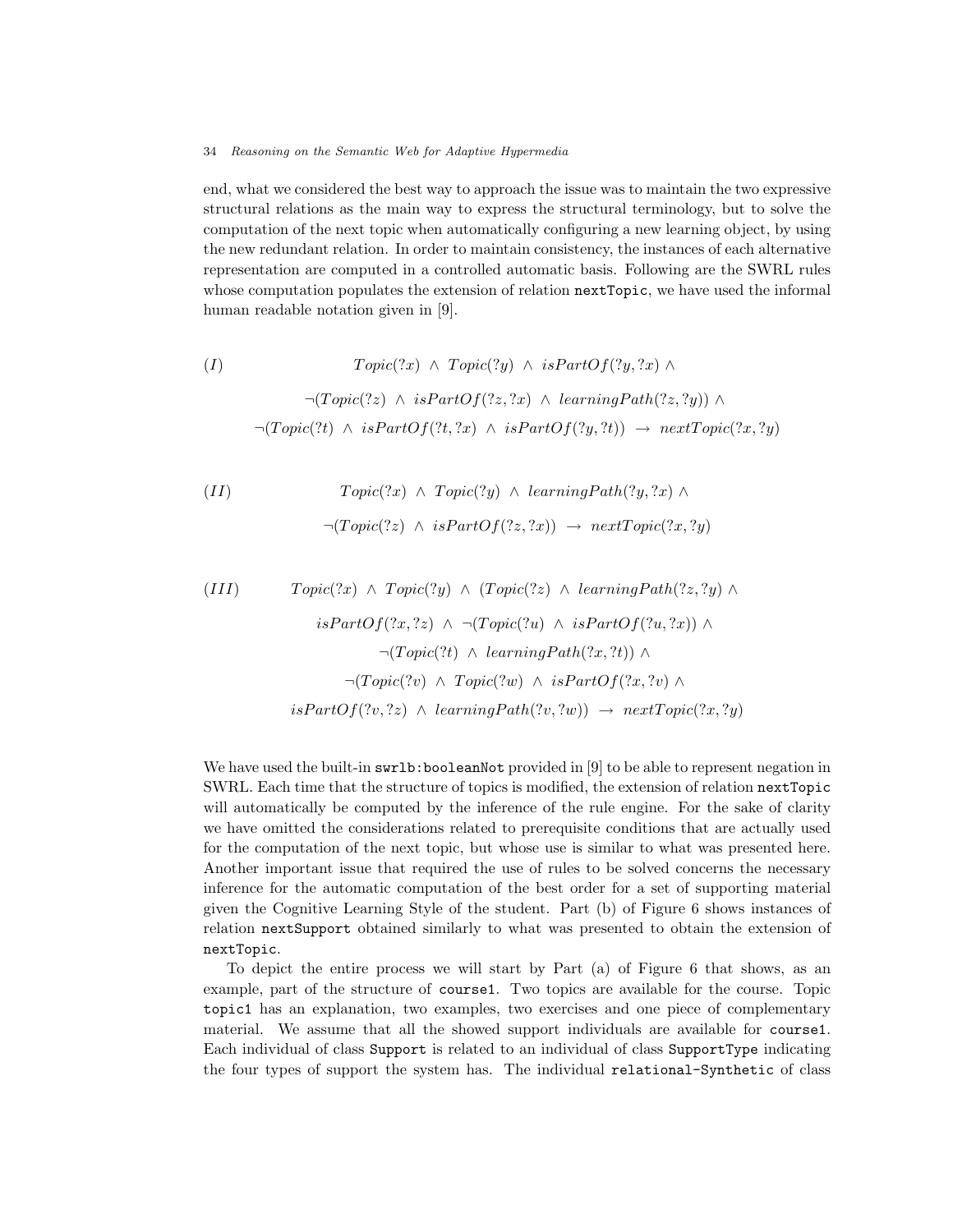end, what we considered the best way to approach the issue was to maintain the two expressive structural relations as the main way to express the structural terminology, but to solve the computation of the next topic when automatically configuring a new learning object, by using the new redundant relation. In order to maintain consistency, the instances of each alternative representation are computed in a controlled automatic basis. Following are the SWRL rules whose computation populates the extension of relation `nextTopic`, we have used the informal human readable notation given in [9].

$$
\begin{aligned}
(I) \qquad & Topic(?x) \wedge Topic(?y) \wedge isPartOf(?y, ?x) \wedge \\
& \neg(Topic(?z) \wedge isPartOf(?z, ?x) \wedge learningPath(?z, ?y)) \wedge \\
& \neg(Topic(?t) \wedge isPartOf(?t, ?x) \wedge isPartOf(?y, ?t)) \rightarrow nextTopic(?x, ?y)
\end{aligned}
$$

$$
\begin{aligned}
(II) \qquad & Topic(?x) \wedge Topic(?y) \wedge learningPath(?y, ?x) \wedge \\
& \neg(Topic(?z) \wedge isPartOf(?z, ?x)) \rightarrow nextTopic(?x, ?y)
\end{aligned}
$$

$$
\begin{aligned}
(III) \qquad & Topic(?x) \wedge Topic(?y) \wedge (Topic(?z) \wedge learningPath(?z, ?y) \wedge \\
& isPartOf(?x, ?z) \wedge \neg(Topic(?u) \wedge isPartOf(?u, ?x)) \wedge \\
& \neg(Topic(?t) \wedge learningPath(?x, ?t)) \wedge \\
& \neg(Topic(?v) \wedge Topic(?w) \wedge isPartOf(?x, ?v) \wedge \\
& isPartOf(?v, ?z) \wedge learningPath(?v, ?w)) \rightarrow nextTopic(?x, ?y)
\end{aligned}
$$

We have used the built-in `swrlb:booleanNot` provided in [9] to be able to represent negation in SWRL. Each time that the structure of topics is modified, the extension of relation `nextTopic` will automatically be computed by the inference of the rule engine. For the sake of clarity we have omitted the considerations related to prerequisite conditions that are actually used for the computation of the next topic, but whose use is similar to what was presented here. Another important issue that required the use of rules to be solved concerns the necessary inference for the automatic computation of the best order for a set of supporting material given the Cognitive Learning Style of the student. Part (b) of Figure 6 shows instances of relation `nextSupport` obtained similarly to what was presented to obtain the extension of `nextTopic`.

To depict the entire process we will start by Part (a) of Figure 6 that shows, as an example, part of the structure of `course1`. Two topics are available for the course. Topic `topic1` has an explanation, two examples, two exercises and one piece of complementary material. We assume that all the showed support individuals are available for `course1`. Each individual of class `Support` is related to an individual of class `SupportType` indicating the four types of support the system has. The individual `relational-Synthetic` of class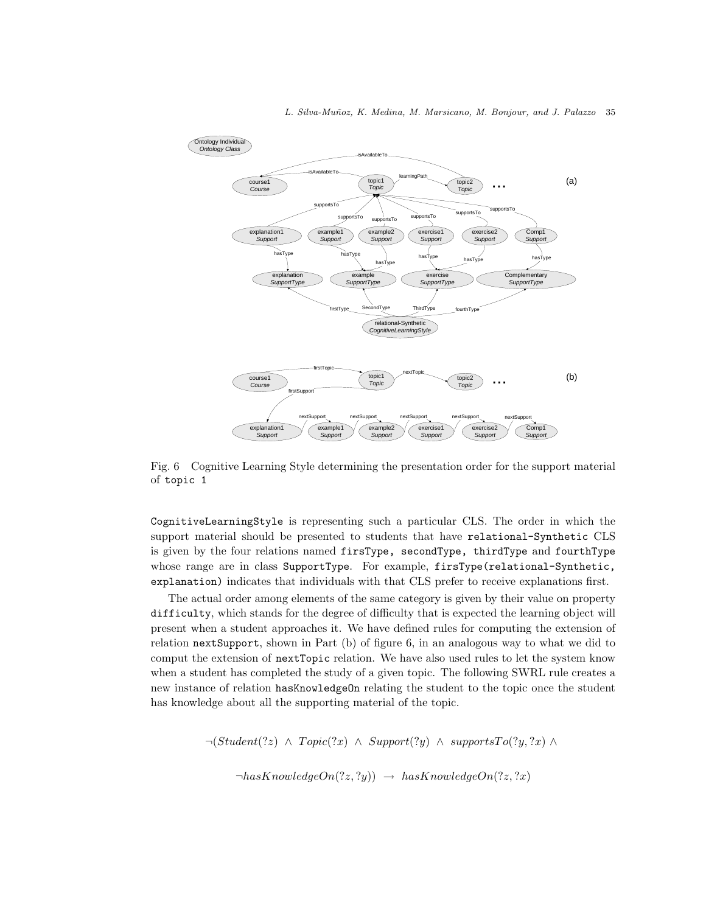Fig. 6 Cognitive Learning Style determining the presentation order for the support material of `topic 1`

`CognitiveLearningStyle` is representing such a particular CLS. The order in which the support material should be presented to students that have `relational-Synthetic` CLS is given by the four relations named `firsType, secondType, thirdType` and `fourthType` whose range are in class `SupportType`. For example, `firsType(relational-Synthetic, explanation)` indicates that individuals with that CLS prefer to receive explanations first.

The actual order among elements of the same category is given by their value on property `difficulty`, which stands for the degree of difficulty that is expected the learning object will present when a student approaches it. We have defined rules for computing the extension of relation `nextSupport`, shown in Part (b) of figure 6, in an analogous way to what we did to comput the extension of `nextTopic` relation. We have also used rules to let the system know when a student has completed the study of a given topic. The following SWRL rule creates a new instance of relation `hasKnowledgeOn` relating the student to the topic once the student has knowledge about all the supporting material of the topic.

$$\neg(Student(?z) \ \wedge \ Topic(?x) \ \wedge \ Support(?y) \ \wedge \ supportsTo(?y, ?x) \ \wedge$$

$$\neg hasKnowledgeOn(?z, ?y)) \ \rightarrow \ hasKnowledgeOn(?z, ?x)$$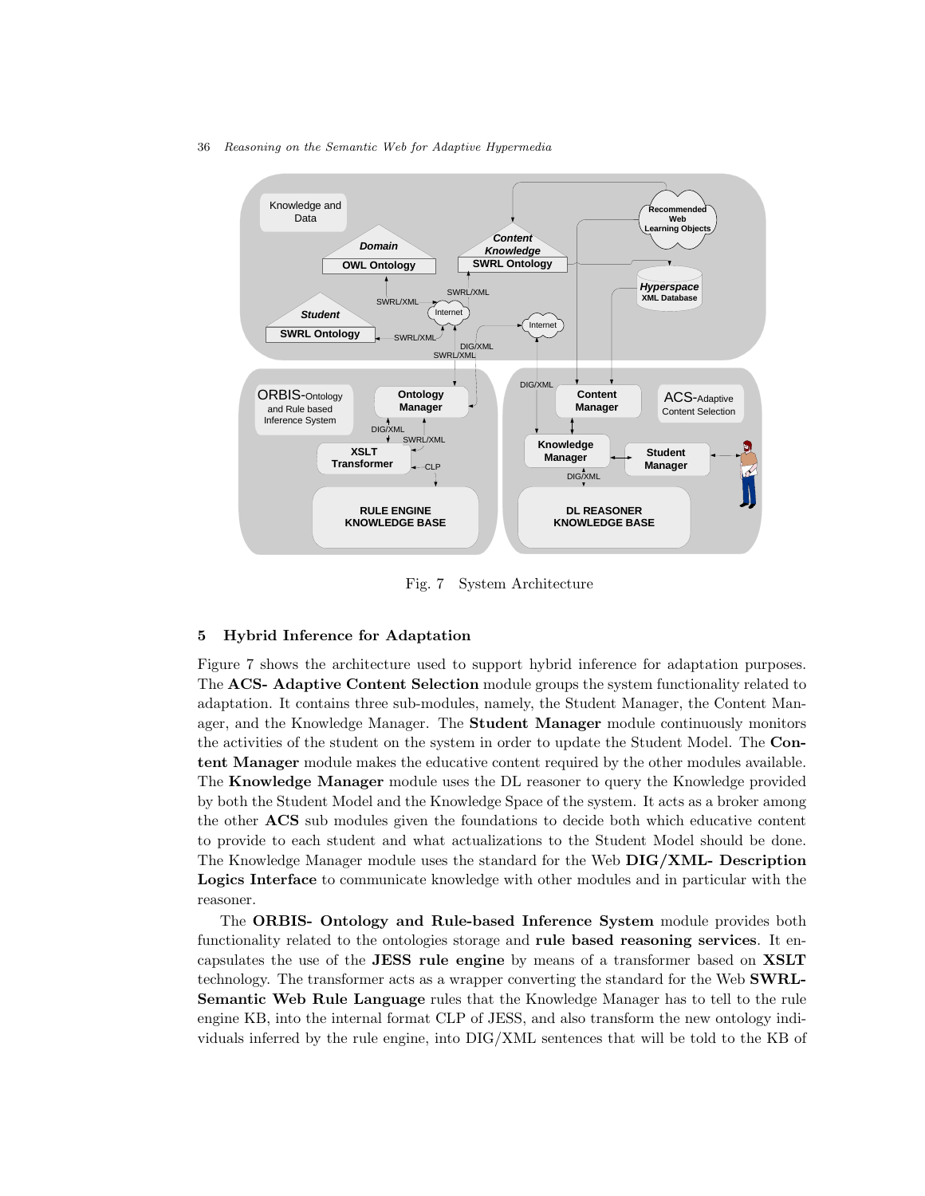Fig. 7 System Architecture

## 5 Hybrid Inference for Adaptation

Figure 7 shows the architecture used to support hybrid inference for adaptation purposes. The **ACS- Adaptive Content Selection** module groups the system functionality related to adaptation. It contains three sub-modules, namely, the Student Manager, the Content Manager, and the Knowledge Manager. The **Student Manager** module continuously monitors the activities of the student on the system in order to update the Student Model. The **Content Manager** module makes the educative content required by the other modules available. The **Knowledge Manager** module uses the DL reasoner to query the Knowledge provided by both the Student Model and the Knowledge Space of the system. It acts as a broker among the other **ACS** sub modules given the foundations to decide both which educative content to provide to each student and what actualizations to the Student Model should be done. The Knowledge Manager module uses the standard for the Web **DIG/XML- Description Logics Interface** to communicate knowledge with other modules and in particular with the reasoner.

The **ORBIS- Ontology and Rule-based Inference System** module provides both functionality related to the ontologies storage and **rule based reasoning services**. It encapsulates the use of the **JESS rule engine** by means of a transformer based on **XSLT** technology. The transformer acts as a wrapper converting the standard for the Web **SWRL- Semantic Web Rule Language** rules that the Knowledge Manager has to tell to the rule engine KB, into the internal format CLP of JESS, and also transform the new ontology individuals inferred by the rule engine, into DIG/XML sentences that will be told to the KB of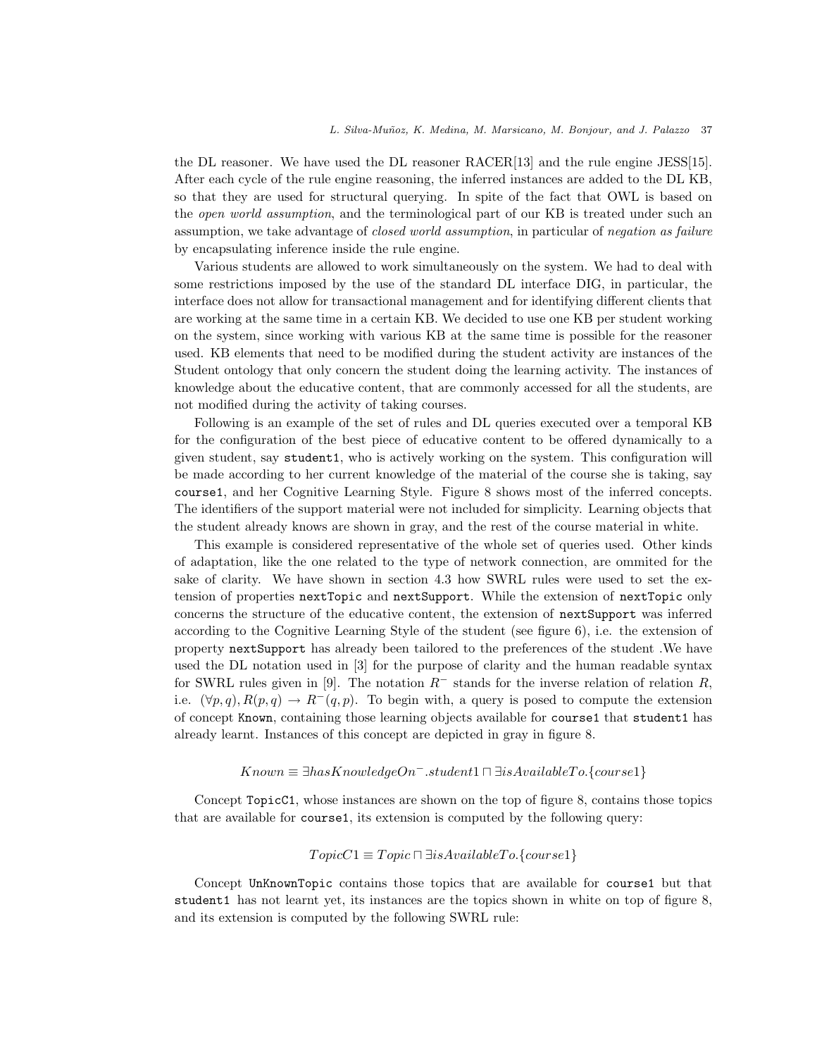the DL reasoner. We have used the DL reasoner RACER[13] and the rule engine JESS[15]. After each cycle of the rule engine reasoning, the inferred instances are added to the DL KB, so that they are used for structural querying. In spite of the fact that OWL is based on the *open world assumption*, and the terminological part of our KB is treated under such an assumption, we take advantage of *closed world assumption*, in particular of *negation as failure* by encapsulating inference inside the rule engine.

Various students are allowed to work simultaneously on the system. We had to deal with some restrictions imposed by the use of the standard DL interface DIG, in particular, the interface does not allow for transactional management and for identifying different clients that are working at the same time in a certain KB. We decided to use one KB per student working on the system, since working with various KB at the same time is possible for the reasoner used. KB elements that need to be modified during the student activity are instances of the Student ontology that only concern the student doing the learning activity. The instances of knowledge about the educative content, that are commonly accessed for all the students, are not modified during the activity of taking courses.

Following is an example of the set of rules and DL queries executed over a temporal KB for the configuration of the best piece of educative content to be offered dynamically to a given student, say `student1`, who is actively working on the system. This configuration will be made according to her current knowledge of the material of the course she is taking, say `course1`, and her Cognitive Learning Style. Figure 8 shows most of the inferred concepts. The identifiers of the support material were not included for simplicity. Learning objects that the student already knows are shown in gray, and the rest of the course material in white.

This example is considered representative of the whole set of queries used. Other kinds of adaptation, like the one related to the type of network connection, are ommited for the sake of clarity. We have shown in section 4.3 how SWRL rules were used to set the extension of properties `nextTopic` and `nextSupport`. While the extension of `nextTopic` only concerns the structure of the educative content, the extension of `nextSupport` was inferred according to the Cognitive Learning Style of the student (see figure 6), i.e. the extension of property `nextSupport` has already been tailored to the preferences of the student .We have used the DL notation used in [3] for the purpose of clarity and the human readable syntax for SWRL rules given in [9]. The notation $R^{-}$ stands for the inverse relation of relation $R$, i.e. $(\forall p, q), R(p, q) \rightarrow R^{-}(q, p)$. To begin with, a query is posed to compute the extension of concept `Known`, containing those learning objects available for `course1` that `student1` has already learnt. Instances of this concept are depicted in gray in figure 8.

$$Known \equiv \exists hasKnowledgeOn^{-}.student1 \sqcap \exists isAvailableTo.\{course1\}$$

Concept `TopicC1`, whose instances are shown on the top of figure 8, contains those topics that are available for `course1`, its extension is computed by the following query:

$$TopicC1 \equiv Topic \sqcap \exists isAvailableTo.\{course1\}$$

Concept `UnKnownTopic` contains those topics that are available for `course1` but that `student1` has not learnt yet, its instances are the topics shown in white on top of figure 8, and its extension is computed by the following SWRL rule: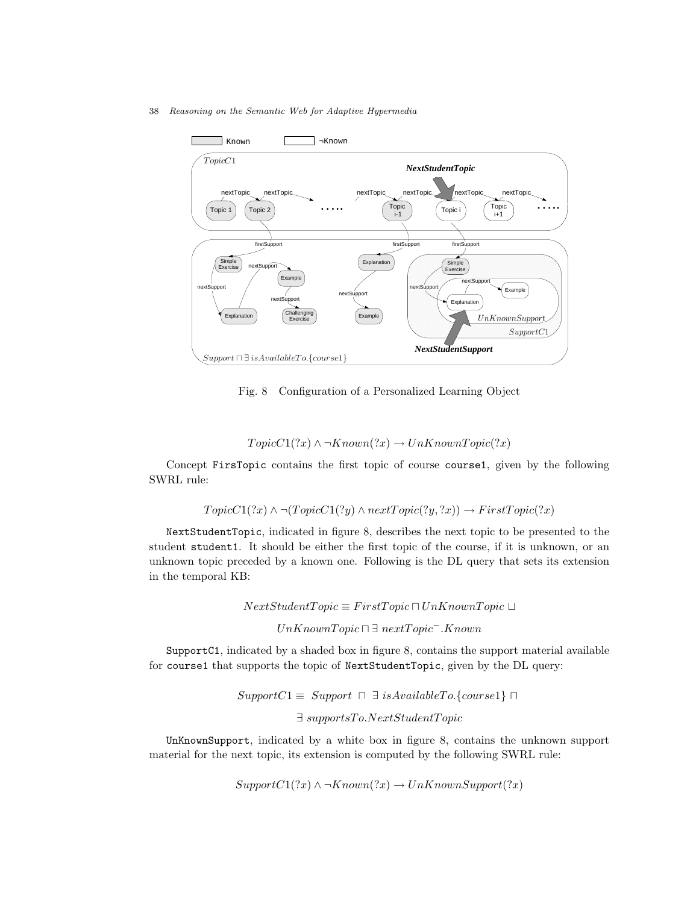Fig. 8 Configuration of a Personalized Learning Object

$$TopicC1(?x) \wedge \neg Known(?x) \rightarrow UnKnownTopic(?x)$$

Concept `FirsTopic` contains the first topic of course `course1`, given by the following SWRL rule:

$$TopicC1(?x) \wedge \neg(TopicC1(?y) \wedge nextTopic(?y, ?x)) \rightarrow FirstTopic(?x)$$

`NextStudentTopic`, indicated in figure 8, describes the next topic to be presented to the student `student1`. It should be either the first topic of the course, if it is unknown, or an unknown topic preceded by a known one. Following is the DL query that sets its extension in the temporal KB:

$$NextStudentTopic \equiv FirstTopic \sqcap UnKnownTopic \sqcup$$
$$UnKnownTopic \sqcap \exists\ nextTopic^{-}.Known$$

`SupportC1`, indicated by a shaded box in figure 8, contains the support material available for `course1` that supports the topic of `NextStudentTopic`, given by the DL query:

$$SupportC1 \equiv\ Support\ \sqcap\ \exists\ isAvailableTo.\{course1\} \sqcap$$
$$\exists\ supportsTo.NextStudentTopic$$

`UnKnownSupport`, indicated by a white box in figure 8, contains the unknown support material for the next topic, its extension is computed by the following SWRL rule:

$$SupportC1(?x) \wedge \neg Known(?x) \rightarrow UnKnownSupport(?x)$$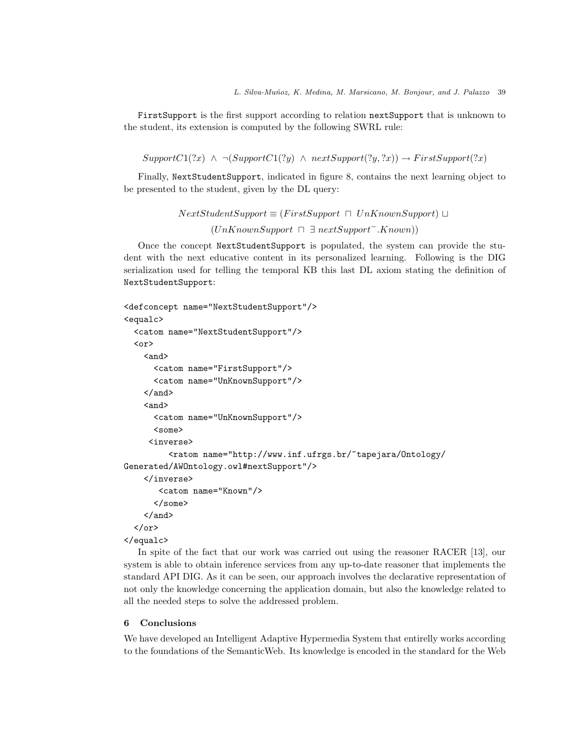`FirstSupport` is the first support according to relation `nextSupport` that is unknown to the student, its extension is computed by the following SWRL rule:

$$SupportC1(?x) \ \wedge \ \neg(SupportC1(?y) \ \wedge \ nextSupport(?y,?x)) \rightarrow FirstSupport(?x)$$

Finally, `NextStudentSupport`, indicated in figure 8, contains the next learning object to be presented to the student, given by the DL query:

$$NextStudentSupport \equiv (FirstSupport \ \sqcap \ UnKnownSupport) \ \sqcup$$
$$(UnKnownSupport \ \sqcap \ \exists \ nextSupport^{-}.Known))$$

Once the concept `NextStudentSupport` is populated, the system can provide the student with the next educative content in its personalized learning. Following is the DIG serialization used for telling the temporal KB this last DL axiom stating the definition of `NextStudentSupport`:

```
<defconcept name="NextStudentSupport"/>
<equalc>
  <catom name="NextStudentSupport"/>
  <or>
    <and>
      <catom name="FirstSupport"/>
      <catom name="UnKnownSupport"/>
    </and>
    <and>
      <catom name="UnKnownSupport"/>
      <some>
     <inverse>
        <ratom name="http://www.inf.ufrgs.br/~tapejara/Ontology/
Generated/AWOntology.owl#nextSupport"/>
    </inverse>
       <catom name="Known"/>
      </some>
    </and>
  </or>
</equalc>
```

In spite of the fact that our work was carried out using the reasoner RACER [13], our system is able to obtain inference services from any up-to-date reasoner that implements the standard API DIG. As it can be seen, our approach involves the declarative representation of not only the knowledge concerning the application domain, but also the knowledge related to all the needed steps to solve the addressed problem.

## 6 Conclusions

We have developed an Intelligent Adaptive Hypermedia System that entirelly works according to the foundations of the SemanticWeb. Its knowledge is encoded in the standard for the Web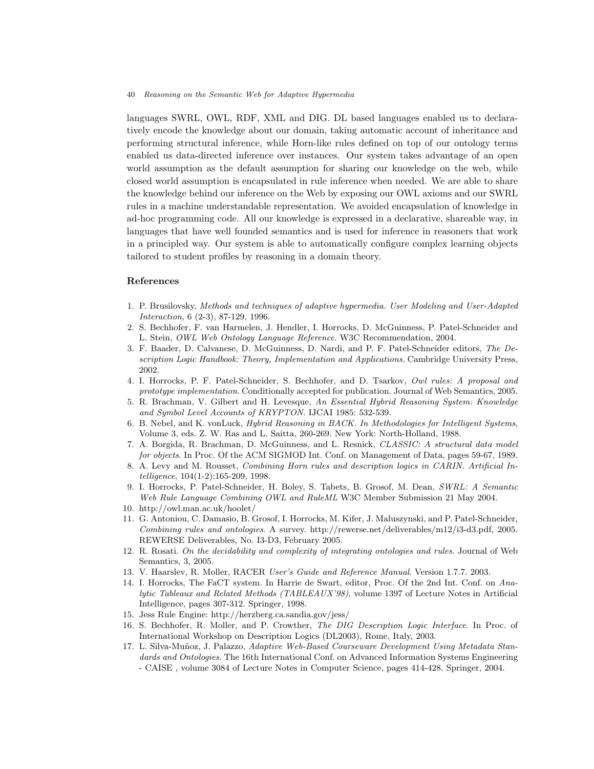languages SWRL, OWL, RDF, XML and DIG. DL based languages enabled us to declaratively encode the knowledge about our domain, taking automatic account of inheritance and performing structural inference, while Horn-like rules defined on top of our ontology terms enabled us data-directed inference over instances. Our system takes advantage of an open world assumption as the default assumption for sharing our knowledge on the web, while closed world assumption is encapsulated in rule inference when needed. We are able to share the knowledge behind our inference on the Web by exposing our OWL axioms and our SWRL rules in a machine understandable representation. We avoided encapsulation of knowledge in ad-hoc programming code. All our knowledge is expressed in a declarative, shareable way, in languages that have well founded semantics and is used for inference in reasoners that work in a principled way. Our system is able to automatically configure complex learning objects tailored to student profiles by reasoning in a domain theory.

## References

1. P. Brusilovsky, *Methods and techniques of adaptive hypermedia. User Modeling and User-Adapted Interaction*, 6 (2-3), 87-129, 1996.
2. S. Bechhofer, F. van Harmelen, J. Hendler, I. Horrocks, D. McGuinness, P. Patel-Schneider and L. Stein, *OWL Web Ontology Language Reference*. W3C Recommendation, 2004.
3. F. Baader, D. Calvanese, D. McGuinness, D. Nardi, and P. F. Patel-Schneider editors, *The Description Logic Handbook: Theory, Implementation and Applications*. Cambridge University Press, 2002.
4. I. Horrocks, P. F. Patel-Schneider, S. Bechhofer, and D. Tsarkov, *Owl rules: A proposal and prototype implementation*. Conditionally accepted for publication. Journal of Web Semantics, 2005.
5. R. Brachman, V. Gilbert and H. Levesque, *An Essential Hybrid Reasoning System: Knowledge and Symbol Level Accounts of KRYPTON*. IJCAI 1985: 532-539.
6. B. Nebel, and K. vonLuck, *Hybrid Reasoning in BACK. In Methodologies for Intelligent Systems*, Volume 3, eds. Z. W. Ras and L. Saitta, 260-269. New York: North-Holland, 1988.
7. A. Borgida, R. Brachman, D. McGuinness, and L. Resnick, *CLASSIC: A structural data model for objects*. In Proc. Of the ACM SIGMOD Int. Conf. on Management of Data, pages 59-67, 1989.
8. A. Levy and M. Rousset, *Combining Horn rules and description logics in CARIN. Artificial Intelligence*, 104(1-2):165-209, 1998.
9. I. Horrocks, P. Patel-Schneider, H. Boley, S. Tabets, B. Grosof, M. Dean, *SWRL: A Semantic Web Rule Language Combining OWL and RuleML* W3C Member Submission 21 May 2004.
10. http://owl.man.ac.uk/hoolet/
11. G. Antoniou, C. Damasio, B. Grosof, I. Horrocks, M. Kifer, J. Maluszynski, and P. Patel-Schneider, *Combining rules and ontologies*. A survey. http://rewerse.net/deliverables/m12/i3-d3.pdf, 2005. REWERSE Deliverables, No. I3-D3, February 2005.
12. R. Rosati. *On the decidability and complexity of integrating ontologies and rules*. Journal of Web Semantics, 3, 2005.
13. V. Haarslev, R. Moller, RACER *User's Guide and Reference Manual*. Version 1.7.7. 2003.
14. I. Horrocks, The FaCT system. In Harrie de Swart, editor, Proc. Of the 2nd Int. Conf. on *Analytic Tableaux and Related Methods (TABLEAUX'98)*, volume 1397 of Lecture Notes in Artificial Intelligence, pages 307-312. Springer, 1998.
15. Jess Rule Engine: http://herzberg.ca.sandia.gov/jess/
16. S. Bechhofer, R. Moller, and P. Crowther, *The DIG Description Logic Interface*. In Proc. of International Workshop on Description Logics (DL2003), Rome, Italy, 2003.
17. L. Silva-Muñoz, J. Palazzo, *Adaptive Web-Based Courseware Development Using Metadata Standards and Ontologies*. The 16th International Conf. on Advanced Information Systems Engineering - CAISE , volume 3084 of Lecture Notes in Computer Science, pages 414-428. Springer, 2004.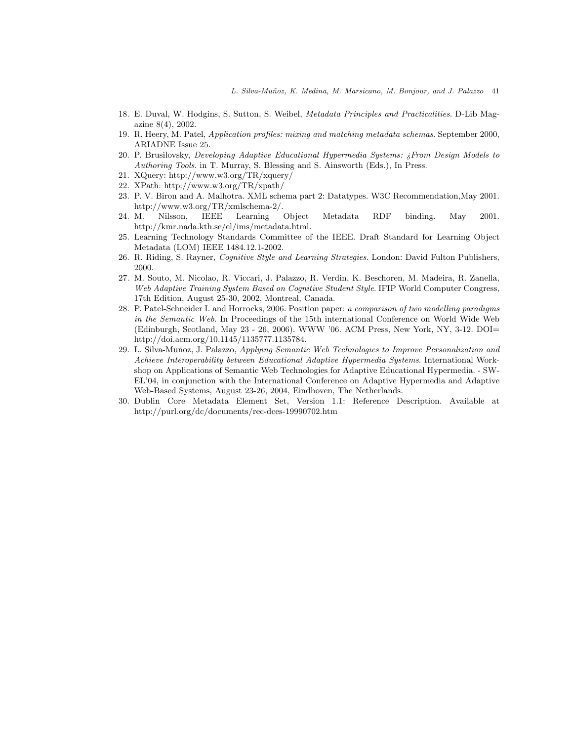18. E. Duval, W. Hodgins, S. Sutton, S. Weibel, *Metadata Principles and Practicalities*. D-Lib Magazine 8(4), 2002.
19. R. Heery, M. Patel, *Application profiles: mixing and matching metadata schemas*. September 2000, ARIADNE Issue 25.
20. P. Brusilovsky, *Developing Adaptive Educational Hypermedia Systems: ¿From Design Models to Authoring Tools*. in T. Murray, S. Blessing and S. Ainsworth (Eds.), In Press.
21. XQuery: http://www.w3.org/TR/xquery/
22. XPath: http://www.w3.org/TR/xpath/
23. P. V. Biron and A. Malhotra. XML schema part 2: Datatypes. W3C Recommendation,May 2001. http://www.w3.org/TR/xmlschema-2/.
24. M. Nilsson, IEEE Learning Object Metadata RDF binding. May 2001. http://kmr.nada.kth.se/el/ims/metadata.html.
25. Learning Technology Standards Committee of the IEEE. Draft Standard for Learning Object Metadata (LOM) IEEE 1484.12.1-2002.
26. R. Riding, S. Rayner, *Cognitive Style and Learning Strategies*. London: David Fulton Publishers, 2000.
27. M. Souto, M. Nicolao, R. Viccari, J. Palazzo, R. Verdin, K. Beschoren, M. Madeira, R. Zanella, *Web Adaptive Training System Based on Cognitive Student Style*. IFIP World Computer Congress, 17th Edition, August 25-30, 2002, Montreal, Canada.
28. P. Patel-Schneider I. and Horrocks, 2006. Position paper: *a comparison of two modelling paradigms in the Semantic Web*. In Proceedings of the 15th international Conference on World Wide Web (Edinburgh, Scotland, May 23 - 26, 2006). WWW '06. ACM Press, New York, NY, 3-12. DOI= http://doi.acm.org/10.1145/1135777.1135784.
29. L. Silva-Muñoz, J. Palazzo, *Applying Semantic Web Technologies to Improve Personalization and Achieve Interoperability between Educational Adaptive Hypermedia Systems*. International Workshop on Applications of Semantic Web Technologies for Adaptive Educational Hypermedia. - SW-EL'04, in conjunction with the International Conference on Adaptive Hypermedia and Adaptive Web-Based Systems, August 23-26, 2004, Eindhoven, The Netherlands.
30. Dublin Core Metadata Element Set, Version 1.1: Reference Description. Available at http://purl.org/dc/documents/rec-dces-19990702.htm